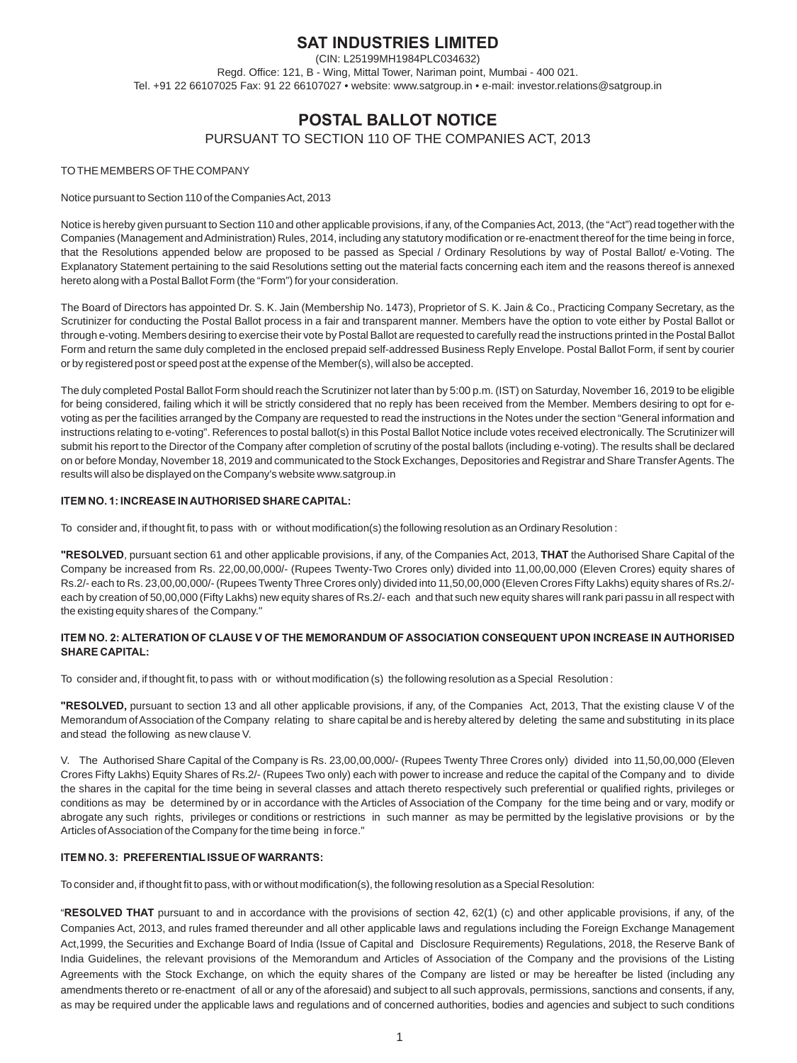# SAT INDUSTRIES LIMITED

(CIN: L25199MH1984PLC034632)

Regd. Office: 121, B - Wing, Mittal Tower, Nariman point, Mumbai - 400 021.

Tel. +91 22 66107025 Fax: 91 22 66107027 • website: www.satgroup.in • e-mail: investor.relations@satgroup.in

## POSTAL BALLOT NOTICE

PURSUANT TO SECTION 110 OF THE COMPANIES ACT, 2013

TO THE MEMBERS OF THE COMPANY

Notice pursuant to Section 110 of the Companies Act, 2013

Notice is hereby given pursuant to Section 110 and other applicable provisions, if any, of the Companies Act, 2013, (the "Act") read together with the Companies (Management and Administration) Rules, 2014, including any statutory modification or re-enactment thereof for the time being in force, that the Resolutions appended below are proposed to be passed as Special / Ordinary Resolutions by way of Postal Ballot/ e-Voting. The Explanatory Statement pertaining to the said Resolutions setting out the material facts concerning each item and the reasons thereof is annexed hereto along with a Postal Ballot Form (the "Form") for your consideration.

The Board of Directors has appointed Dr. S. K. Jain (Membership No. 1473), Proprietor of S. K. Jain & Co., Practicing Company Secretary, as the Scrutinizer for conducting the Postal Ballot process in a fair and transparent manner. Members have the option to vote either by Postal Ballot or through e-voting. Members desiring to exercise their vote by Postal Ballot are requested to carefully read the instructions printed in the Postal Ballot Form and return the same duly completed in the enclosed prepaid self-addressed Business Reply Envelope. Postal Ballot Form, if sent by courier or by registered post or speed post at the expense of the Member(s), will also be accepted.

The duly completed Postal Ballot Form should reach the Scrutinizer not later than by 5:00 p.m. (IST) on Saturday, November 16, 2019 to be eligible for being considered, failing which it will be strictly considered that no reply has been received from the Member. Members desiring to opt for e-voting as per the facilities arranged by the Company are requested to read the instructions in the Notes under the section "General information and instructions relating to e-voting". References to postal ballot(s) in this Postal Ballot Notice include votes received electronically. The Scrutinizer will submit his report to the Director of the Company after completion of scrutiny of the postal ballots (including e-voting). The results shall be declared on or before Monday, November 18, 2019 and communicated to the Stock Exchanges, Depositories and Registrar and Share Transfer Agents. The results will also be displayed on the Company's website www.satgroup.in

### ITEM NO. 1: INCREASE IN AUTHORISED SHARE CAPITAL:

To consider and, if thought fit, to pass with or without modification(s) the following resolution as an Ordinary Resolution :

**"RESOLVED**, pursuant section 61 and other applicable provisions, if any, of the Companies Act, 2013, **THAT** the Authorised Share Capital of the Company be increased from Rs. 22,00,00,000/- (Rupees Twenty-Two Crores only) divided into 11,00,00,000 (Eleven Crores) equity shares of Rs.2/- each to Rs. 23,00,00,000/- (Rupees Twenty Three Crores only) divided into 11,50,00,000 (Eleven Crores Fifty Lakhs) equity shares of Rs.2/- each by creation of 50,00,000 (Fifty Lakhs) new equity shares of Rs.2/- each and that such new equity shares will rank pari passu in all respect with the existing equity shares of the Company."

### ITEM NO. 2: ALTERATION OF CLAUSE V OF THE MEMORANDUM OF ASSOCIATION CONSEQUENT UPON INCREASE IN AUTHORISED SHARE CAPITAL:

To consider and, if thought fit, to pass with or without modification (s) the following resolution as a Special Resolution :

**"RESOLVED,** pursuant to section 13 and all other applicable provisions, if any, of the Companies Act, 2013, That the existing clause V of the Memorandum of Association of the Company relating to share capital be and is hereby altered by deleting the same and substituting in its place and stead the following as new clause V.

V. The Authorised Share Capital of the Company is Rs. 23,00,00,000/- (Rupees Twenty Three Crores only) divided into 11,50,00,000 (Eleven Crores Fifty Lakhs) Equity Shares of Rs.2/- (Rupees Two only) each with power to increase and reduce the capital of the Company and to divide the shares in the capital for the time being in several classes and attach thereto respectively such preferential or qualified rights, privileges or conditions as may be determined by or in accordance with the Articles of Association of the Company for the time being and or vary, modify or abrogate any such rights, privileges or conditions or restrictions in such manner as may be permitted by the legislative provisions or by the Articles of Association of the Company for the time being in force."

### ITEM NO. 3: PREFERENTIAL ISSUE OF WARRANTS:

To consider and, if thought fit to pass, with or without modification(s), the following resolution as a Special Resolution:

"**RESOLVED THAT** pursuant to and in accordance with the provisions of section 42, 62(1) (c) and other applicable provisions, if any, of the Companies Act, 2013, and rules framed thereunder and all other applicable laws and regulations including the Foreign Exchange Management Act,1999, the Securities and Exchange Board of India (Issue of Capital and Disclosure Requirements) Regulations, 2018, the Reserve Bank of India Guidelines, the relevant provisions of the Memorandum and Articles of Association of the Company and the provisions of the Listing Agreements with the Stock Exchange, on which the equity shares of the Company are listed or may be hereafter be listed (including any amendments thereto or re-enactment of all or any of the aforesaid) and subject to all such approvals, permissions, sanctions and consents, if any, as may be required under the applicable laws and regulations and of concerned authorities, bodies and agencies and subject to such conditions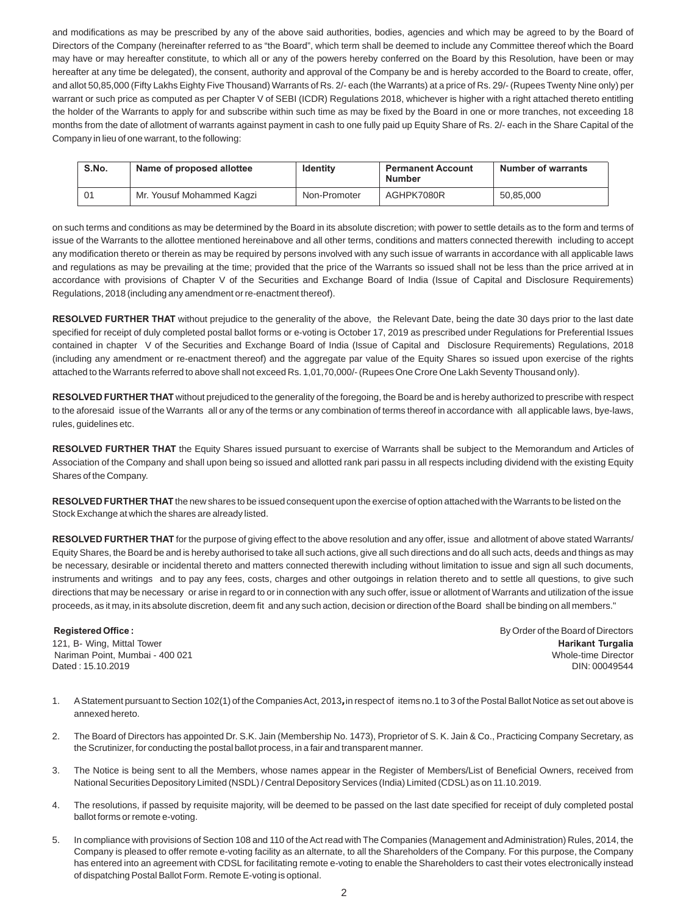and modifications as may be prescribed by any of the above said authorities, bodies, agencies and which may be agreed to by the Board of Directors of the Company (hereinafter referred to as "the Board", which term shall be deemed to include any Committee thereof which the Board may have or may hereafter constitute, to which all or any of the powers hereby conferred on the Board by this Resolution, have been or may hereafter at any time be delegated), the consent, authority and approval of the Company be and is hereby accorded to the Board to create, offer, and allot 50,85,000 (Fifty Lakhs Eighty Five Thousand) Warrants of Rs. 2/- each (the Warrants) at a price of Rs. 29/- (Rupees Twenty Nine only) per warrant or such price as computed as per Chapter V of SEBI (ICDR) Regulations 2018, whichever is higher with a right attached thereto entitling the holder of the Warrants to apply for and subscribe within such time as may be fixed by the Board in one or more tranches, not exceeding 18 months from the date of allotment of warrants against payment in cash to one fully paid up Equity Share of Rs. 2/- each in the Share Capital of the Company in lieu of one warrant, to the following:

| S.No. | Name of proposed allottee | Identity | Permanent Account Number | Number of warrants |
|---|---|---|---|---|
| 01 | Mr. Yousuf Mohammed Kagzi | Non-Promoter | AGHPK7080R | 50,85,000 |

on such terms and conditions as may be determined by the Board in its absolute discretion; with power to settle details as to the form and terms of issue of the Warrants to the allottee mentioned hereinabove and all other terms, conditions and matters connected therewith including to accept any modification thereto or therein as may be required by persons involved with any such issue of warrants in accordance with all applicable laws and regulations as may be prevailing at the time; provided that the price of the Warrants so issued shall not be less than the price arrived at in accordance with provisions of Chapter V of the Securities and Exchange Board of India (Issue of Capital and Disclosure Requirements) Regulations, 2018 (including any amendment or re-enactment thereof).

**RESOLVED FURTHER THAT** without prejudice to the generality of the above, the Relevant Date, being the date 30 days prior to the last date specified for receipt of duly completed postal ballot forms or e-voting is October 17, 2019 as prescribed under Regulations for Preferential Issues contained in chapter V of the Securities and Exchange Board of India (Issue of Capital and Disclosure Requirements) Regulations, 2018 (including any amendment or re-enactment thereof) and the aggregate par value of the Equity Shares so issued upon exercise of the rights attached to the Warrants referred to above shall not exceed Rs. 1,01,70,000/- (Rupees One Crore One Lakh Seventy Thousand only).

**RESOLVED FURTHER THAT** without prejudiced to the generality of the foregoing, the Board be and is hereby authorized to prescribe with respect to the aforesaid issue of the Warrants all or any of the terms or any combination of terms thereof in accordance with all applicable laws, bye-laws, rules, guidelines etc.

**RESOLVED FURTHER THAT** the Equity Shares issued pursuant to exercise of Warrants shall be subject to the Memorandum and Articles of Association of the Company and shall upon being so issued and allotted rank pari passu in all respects including dividend with the existing Equity Shares of the Company.

**RESOLVED FURTHER THAT** the new shares to be issued consequent upon the exercise of option attached with the Warrants to be listed on the Stock Exchange at which the shares are already listed.

**RESOLVED FURTHER THAT** for the purpose of giving effect to the above resolution and any offer, issue and allotment of above stated Warrants/ Equity Shares, the Board be and is hereby authorised to take all such actions, give all such directions and do all such acts, deeds and things as may be necessary, desirable or incidental thereto and matters connected therewith including without limitation to issue and sign all such documents, instruments and writings and to pay any fees, costs, charges and other outgoings in relation thereto and to settle all questions, to give such directions that may be necessary or arise in regard to or in connection with any such offer, issue or allotment of Warrants and utilization of the issue proceeds, as it may, in its absolute discretion, deem fit and any such action, decision or direction of the Board shall be binding on all members."

**Registered Office :**
121, B- Wing, Mittal Tower
Nariman Point, Mumbai - 400 021
Dated : 15.10.2019

By Order of the Board of Directors
**Harikant Turgalia**
Whole-time Director
DIN: 00049544

1. A Statement pursuant to Section 102(1) of the Companies Act, 2013, in respect of items no.1 to 3 of the Postal Ballot Notice as set out above is annexed hereto.
2. The Board of Directors has appointed Dr. S.K. Jain (Membership No. 1473), Proprietor of S. K. Jain & Co., Practicing Company Secretary, as the Scrutinizer, for conducting the postal ballot process, in a fair and transparent manner.
3. The Notice is being sent to all the Members, whose names appear in the Register of Members/List of Beneficial Owners, received from National Securities Depository Limited (NSDL) / Central Depository Services (India) Limited (CDSL) as on 11.10.2019.
4. The resolutions, if passed by requisite majority, will be deemed to be passed on the last date specified for receipt of duly completed postal ballot forms or remote e-voting.
5. In compliance with provisions of Section 108 and 110 of the Act read with The Companies (Management and Administration) Rules, 2014, the Company is pleased to offer remote e-voting facility as an alternate, to all the Shareholders of the Company. For this purpose, the Company has entered into an agreement with CDSL for facilitating remote e-voting to enable the Shareholders to cast their votes electronically instead of dispatching Postal Ballot Form. Remote E-voting is optional.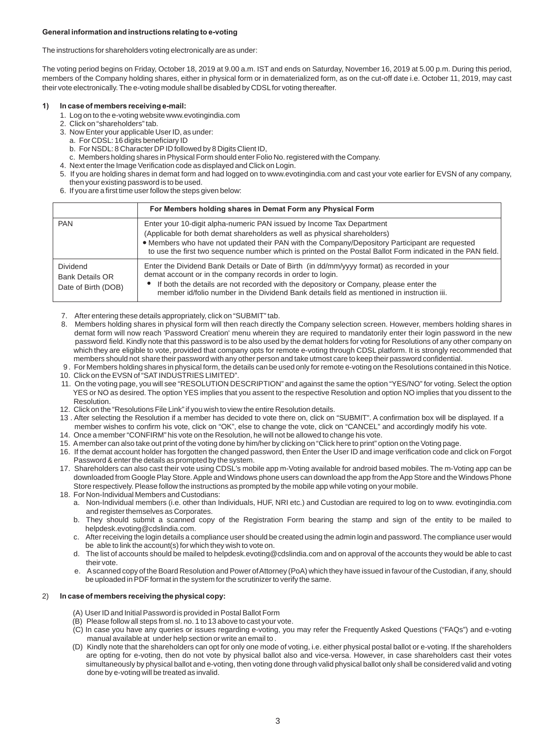**General information and instructions relating to e-voting**

The instructions for shareholders voting electronically are as under:

The voting period begins on Friday, October 18, 2019 at 9.00 a.m. IST and ends on Saturday, November 16, 2019 at 5.00 p.m. During this period, members of the Company holding shares, either in physical form or in dematerialized form, as on the cut-off date i.e. October 11, 2019, may cast their vote electronically. The e-voting module shall be disabled by CDSL for voting thereafter.

**1) In case of members receiving e-mail:**

1. Log on to the e-voting website www.evotingindia.com
2. Click on "shareholders" tab.
3. Now Enter your applicable User ID, as under:
   a. For CDSL: 16 digits beneficiary ID
   b. For NSDL: 8 Character DP ID followed by 8 Digits Client ID,
   c. Members holding shares in Physical Form should enter Folio No. registered with the Company.
4. Next enter the Image Verification code as displayed and Click on Login.
5. If you are holding shares in demat form and had logged on to www.evotingindia.com and cast your vote earlier for EVSN of any company, then your existing password is to be used.
6. If you are a first time user follow the steps given below:

| | **For Members holding shares in Demat Form any Physical Form** |
|---|---|
| PAN | Enter your 10-digit alpha-numeric PAN issued by Income Tax Department (Applicable for both demat shareholders as well as physical shareholders) • Members who have not updated their PAN with the Company/Depository Participant are requested to use the first two sequence number which is printed on the Postal Ballot Form indicated in the PAN field. |
| Dividend Bank Details OR Date of Birth (DOB) | Enter the Dividend Bank Details or Date of Birth (in dd/mm/yyyy format) as recorded in your demat account or in the company records in order to login. • If both the details are not recorded with the depository or Company, please enter the member id/folio number in the Dividend Bank details field as mentioned in instruction iii. |

7. After entering these details appropriately, click on "SUBMIT" tab.
8. Members holding shares in physical form will then reach directly the Company selection screen. However, members holding shares in demat form will now reach 'Password Creation' menu wherein they are required to mandatorily enter their login password in the new password field. Kindly note that this password is to be also used by the demat holders for voting for Resolutions of any other company on which they are eligible to vote, provided that company opts for remote e-voting through CDSL platform. It is strongly recommended that members should not share their password with any other person and take utmost care to keep their password confidential.
9. For Members holding shares in physical form, the details can be used only for remote e-voting on the Resolutions contained in this Notice.
10. Click on the EVSN of "SAT INDUSTRIES LIMITED".
11. On the voting page, you will see "RESOLUTION DESCRIPTION" and against the same the option "YES/NO" for voting. Select the option YES or NO as desired. The option YES implies that you assent to the respective Resolution and option NO implies that you dissent to the Resolution.
12. Click on the "Resolutions File Link" if you wish to view the entire Resolution details.
13. After selecting the Resolution if a member has decided to vote there on, click on "SUBMIT". A confirmation box will be displayed. If a member wishes to confirm his vote, click on "OK", else to change the vote, click on "CANCEL" and accordingly modify his vote.
14. Once a member "CONFIRM" his vote on the Resolution, he will not be allowed to change his vote.
15. A member can also take out print of the voting done by him/her by clicking on "Click here to print" option on the Voting page.
16. If the demat account holder has forgotten the changed password, then Enter the User ID and image verification code and click on Forgot Password & enter the details as prompted by the system.
17. Shareholders can also cast their vote using CDSL's mobile app m-Voting available for android based mobiles. The m-Voting app can be downloaded from Google Play Store. Apple and Windows phone users can download the app from the App Store and the Windows Phone Store respectively. Please follow the instructions as prompted by the mobile app while voting on your mobile.
18. For Non-Individual Members and Custodians:
    a. Non-Individual members (i.e. other than Individuals, HUF, NRI etc.) and Custodian are required to log on to www. evotingindia.com and register themselves as Corporates.
    b. They should submit a scanned copy of the Registration Form bearing the stamp and sign of the entity to be mailed to helpdesk.evoting@cdslindia.com.
    c. After receiving the login details a compliance user should be created using the admin login and password. The compliance user would be able to link the account(s) for which they wish to vote on.
    d. The list of accounts should be mailed to helpdesk.evoting@cdslindia.com and on approval of the accounts they would be able to cast their vote.
    e. A scanned copy of the Board Resolution and Power of Attorney (PoA) which they have issued in favour of the Custodian, if any, should be uploaded in PDF format in the system for the scrutinizer to verify the same.

**2) In case of members receiving the physical copy:**

(A) User ID and Initial Password is provided in Postal Ballot Form

(B) Please follow all steps from sl. no. 1 to 13 above to cast your vote.

(C) In case you have any queries or issues regarding e-voting, you may refer the Frequently Asked Questions ("FAQs") and e-voting manual available at under help section or write an email to .

(D) Kindly note that the shareholders can opt for only one mode of voting, i.e. either physical postal ballot or e-voting. If the shareholders are opting for e-voting, then do not vote by physical ballot also and vice-versa. However, in case shareholders cast their votes simultaneously by physical ballot and e-voting, then voting done through valid physical ballot only shall be considered valid and voting done by e-voting will be treated as invalid.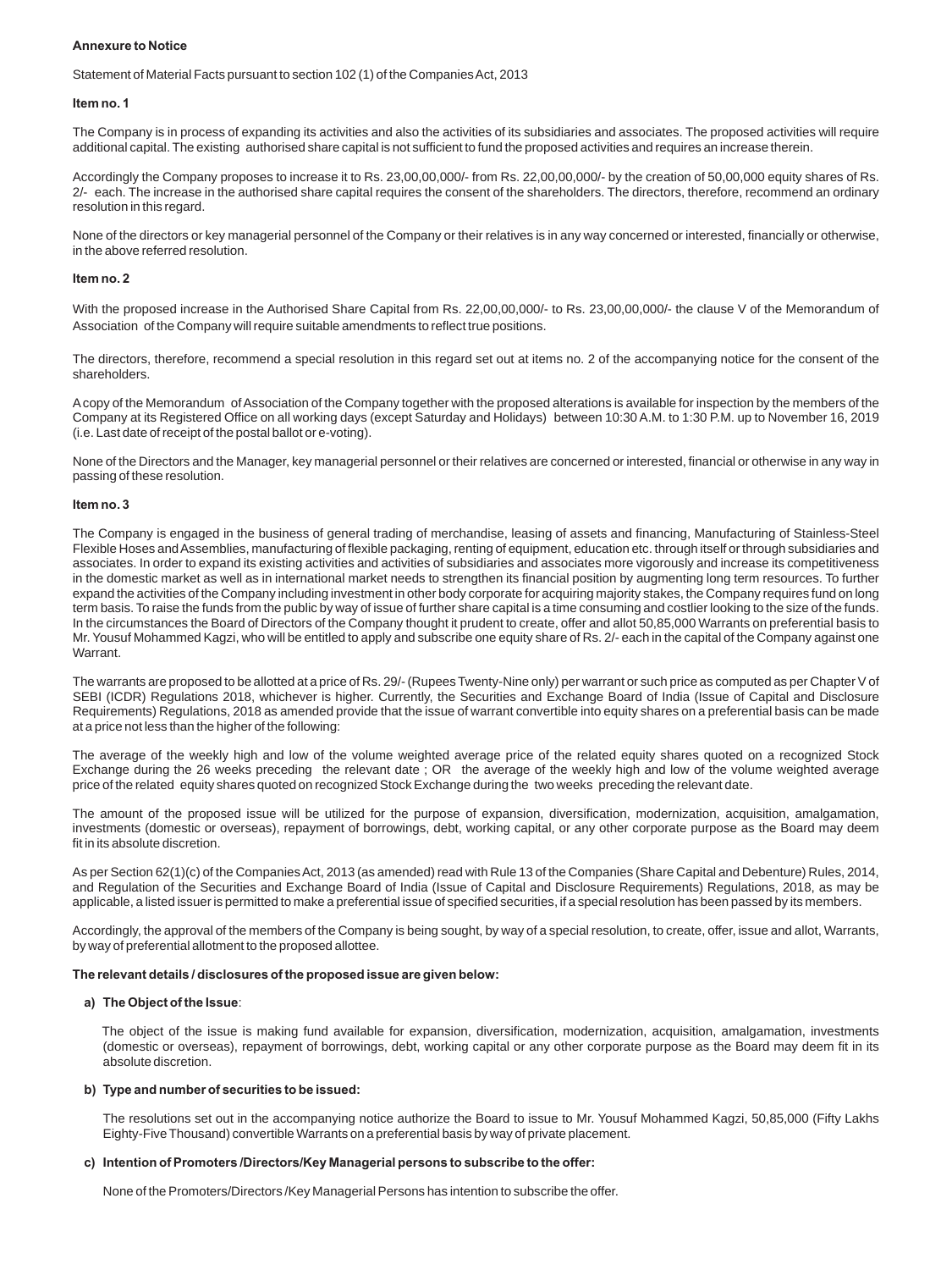**Annexure to Notice**

Statement of Material Facts pursuant to section 102 (1) of the Companies Act, 2013

**Item no. 1**

The Company is in process of expanding its activities and also the activities of its subsidiaries and associates. The proposed activities will require additional capital. The existing authorised share capital is not sufficient to fund the proposed activities and requires an increase therein.

Accordingly the Company proposes to increase it to Rs. 23,00,00,000/- from Rs. 22,00,00,000/- by the creation of 50,00,000 equity shares of Rs. 2/- each. The increase in the authorised share capital requires the consent of the shareholders. The directors, therefore, recommend an ordinary resolution in this regard.

None of the directors or key managerial personnel of the Company or their relatives is in any way concerned or interested, financially or otherwise, in the above referred resolution.

**Item no. 2**

With the proposed increase in the Authorised Share Capital from Rs. 22,00,00,000/- to Rs. 23,00,00,000/- the clause V of the Memorandum of Association of the Company will require suitable amendments to reflect true positions.

The directors, therefore, recommend a special resolution in this regard set out at items no. 2 of the accompanying notice for the consent of the shareholders.

A copy of the Memorandum of Association of the Company together with the proposed alterations is available for inspection by the members of the Company at its Registered Office on all working days (except Saturday and Holidays) between 10:30 A.M. to 1:30 P.M. up to November 16, 2019 (i.e. Last date of receipt of the postal ballot or e-voting).

None of the Directors and the Manager, key managerial personnel or their relatives are concerned or interested, financial or otherwise in any way in passing of these resolution.

**Item no. 3**

The Company is engaged in the business of general trading of merchandise, leasing of assets and financing, Manufacturing of Stainless-Steel Flexible Hoses and Assemblies, manufacturing of flexible packaging, renting of equipment, education etc. through itself or through subsidiaries and associates. In order to expand its existing activities and activities of subsidiaries and associates more vigorously and increase its competitiveness in the domestic market as well as in international market needs to strengthen its financial position by augmenting long term resources. To further expand the activities of the Company including investment in other body corporate for acquiring majority stakes, the Company requires fund on long term basis. To raise the funds from the public by way of issue of further share capital is a time consuming and costlier looking to the size of the funds. In the circumstances the Board of Directors of the Company thought it prudent to create, offer and allot 50,85,000 Warrants on preferential basis to Mr. Yousuf Mohammed Kagzi, who will be entitled to apply and subscribe one equity share of Rs. 2/- each in the capital of the Company against one Warrant.

The warrants are proposed to be allotted at a price of Rs. 29/- (Rupees Twenty-Nine only) per warrant or such price as computed as per Chapter V of SEBI (ICDR) Regulations 2018, whichever is higher. Currently, the Securities and Exchange Board of India (Issue of Capital and Disclosure Requirements) Regulations, 2018 as amended provide that the issue of warrant convertible into equity shares on a preferential basis can be made at a price not less than the higher of the following:

The average of the weekly high and low of the volume weighted average price of the related equity shares quoted on a recognized Stock Exchange during the 26 weeks preceding the relevant date ; OR the average of the weekly high and low of the volume weighted average price of the related equity shares quoted on recognized Stock Exchange during the two weeks preceding the relevant date.

The amount of the proposed issue will be utilized for the purpose of expansion, diversification, modernization, acquisition, amalgamation, investments (domestic or overseas), repayment of borrowings, debt, working capital, or any other corporate purpose as the Board may deem fit in its absolute discretion.

As per Section 62(1)(c) of the Companies Act, 2013 (as amended) read with Rule 13 of the Companies (Share Capital and Debenture) Rules, 2014, and Regulation of the Securities and Exchange Board of India (Issue of Capital and Disclosure Requirements) Regulations, 2018, as may be applicable, a listed issuer is permitted to make a preferential issue of specified securities, if a special resolution has been passed by its members.

Accordingly, the approval of the members of the Company is being sought, by way of a special resolution, to create, offer, issue and allot, Warrants, by way of preferential allotment to the proposed allottee.

**The relevant details / disclosures of the proposed issue are given below:**

**a) The Object of the Issue**:

The object of the issue is making fund available for expansion, diversification, modernization, acquisition, amalgamation, investments (domestic or overseas), repayment of borrowings, debt, working capital or any other corporate purpose as the Board may deem fit in its absolute discretion.

**b) Type and number of securities to be issued:**

The resolutions set out in the accompanying notice authorize the Board to issue to Mr. Yousuf Mohammed Kagzi, 50,85,000 (Fifty Lakhs Eighty-Five Thousand) convertible Warrants on a preferential basis by way of private placement.

**c) Intention of Promoters /Directors/Key Managerial persons to subscribe to the offer:**

None of the Promoters/Directors /Key Managerial Persons has intention to subscribe the offer.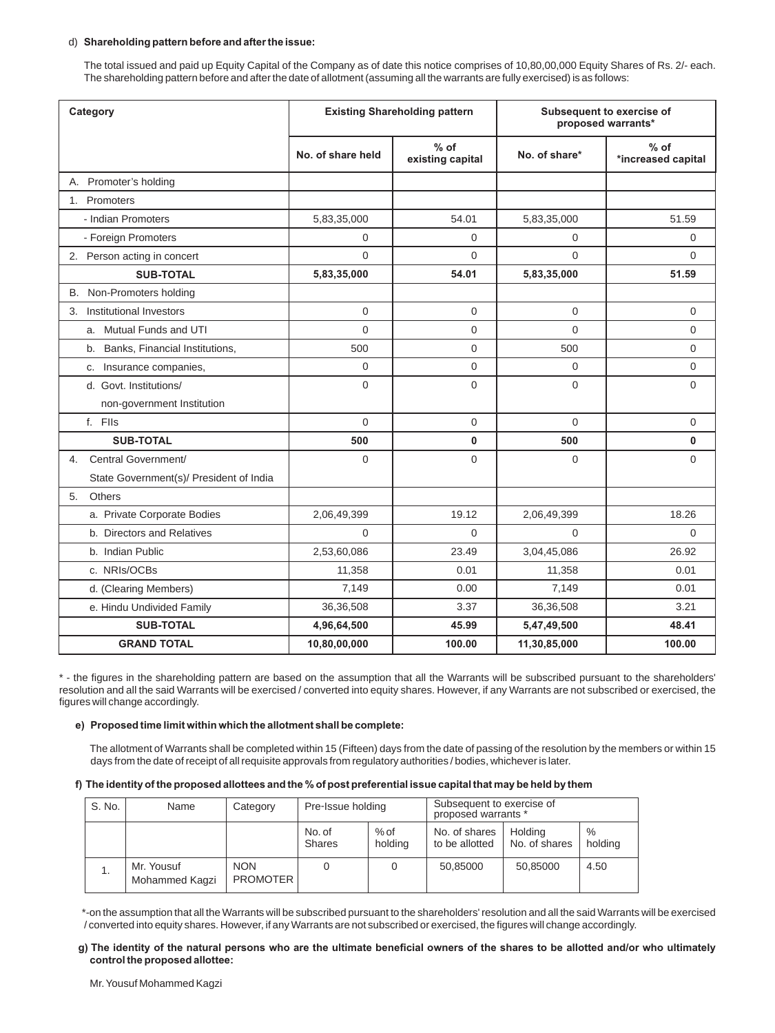d) **Shareholding pattern before and after the issue:**

The total issued and paid up Equity Capital of the Company as of date this notice comprises of 10,80,00,000 Equity Shares of Rs. 2/- each. The shareholding pattern before and after the date of allotment (assuming all the warrants are fully exercised) is as follows:

| Category | Existing Shareholding pattern | | Subsequent to exercise of proposed warrants* | |
|---|---|---|---|---|
| | No. of share held | % of existing capital | No. of share* | % of *increased capital |
| A. Promoter's holding | | | | |
| 1. Promoters | | | | |
| - Indian Promoters | 5,83,35,000 | 54.01 | 5,83,35,000 | 51.59 |
| - Foreign Promoters | 0 | 0 | 0 | 0 |
| 2. Person acting in concert | 0 | 0 | 0 | 0 |
| **SUB-TOTAL** | **5,83,35,000** | **54.01** | **5,83,35,000** | **51.59** |
| B. Non-Promoters holding | | | | |
| 3. Institutional Investors | 0 | 0 | 0 | 0 |
| a. Mutual Funds and UTI | 0 | 0 | 0 | 0 |
| b. Banks, Financial Institutions, | 500 | 0 | 500 | 0 |
| c. Insurance companies, | 0 | 0 | 0 | 0 |
| d. Govt. Institutions/ non-government Institution | 0 | 0 | 0 | 0 |
| f. FIIs | 0 | 0 | 0 | 0 |
| **SUB-TOTAL** | **500** | **0** | **500** | **0** |
| 4. Central Government/ State Government(s)/ President of India | 0 | 0 | 0 | 0 |
| 5. Others | | | | |
| a. Private Corporate Bodies | 2,06,49,399 | 19.12 | 2,06,49,399 | 18.26 |
| b. Directors and Relatives | 0 | 0 | 0 | 0 |
| b. Indian Public | 2,53,60,086 | 23.49 | 3,04,45,086 | 26.92 |
| c. NRIs/OCBs | 11,358 | 0.01 | 11,358 | 0.01 |
| d. (Clearing Members) | 7,149 | 0.00 | 7,149 | 0.01 |
| e. Hindu Undivided Family | 36,36,508 | 3.37 | 36,36,508 | 3.21 |
| **SUB-TOTAL** | **4,96,64,500** | **45.99** | **5,47,49,500** | **48.41** |
| **GRAND TOTAL** | **10,80,00,000** | **100.00** | **11,30,85,000** | **100.00** |

* - the figures in the shareholding pattern are based on the assumption that all the Warrants will be subscribed pursuant to the shareholders' resolution and all the said Warrants will be exercised / converted into equity shares. However, if any Warrants are not subscribed or exercised, the figures will change accordingly.

**e) Proposed time limit within which the allotment shall be complete:**

The allotment of Warrants shall be completed within 15 (Fifteen) days from the date of passing of the resolution by the members or within 15 days from the date of receipt of all requisite approvals from regulatory authorities / bodies, whichever is later.

**f) The identity of the proposed allottees and the % of post preferential issue capital that may be held by them**

| S. No. | Name | Category | Pre-Issue holding | | Subsequent to exercise of proposed warrants * | | |
|---|---|---|---|---|---|---|---|
| | | | No. of Shares | % of holding | No. of shares to be allotted | Holding No. of shares | % holding |
| 1. | Mr. Yousuf Mohammed Kagzi | NON PROMOTER | 0 | 0 | 50,85000 | 50,85000 | 4.50 |

*-on the assumption that all the Warrants will be subscribed pursuant to the shareholders' resolution and all the said Warrants will be exercised / converted into equity shares. However, if any Warrants are not subscribed or exercised, the figures will change accordingly.

**g) The identity of the natural persons who are the ultimate beneficial owners of the shares to be allotted and/or who ultimately control the proposed allottee:**

Mr. Yousuf Mohammed Kagzi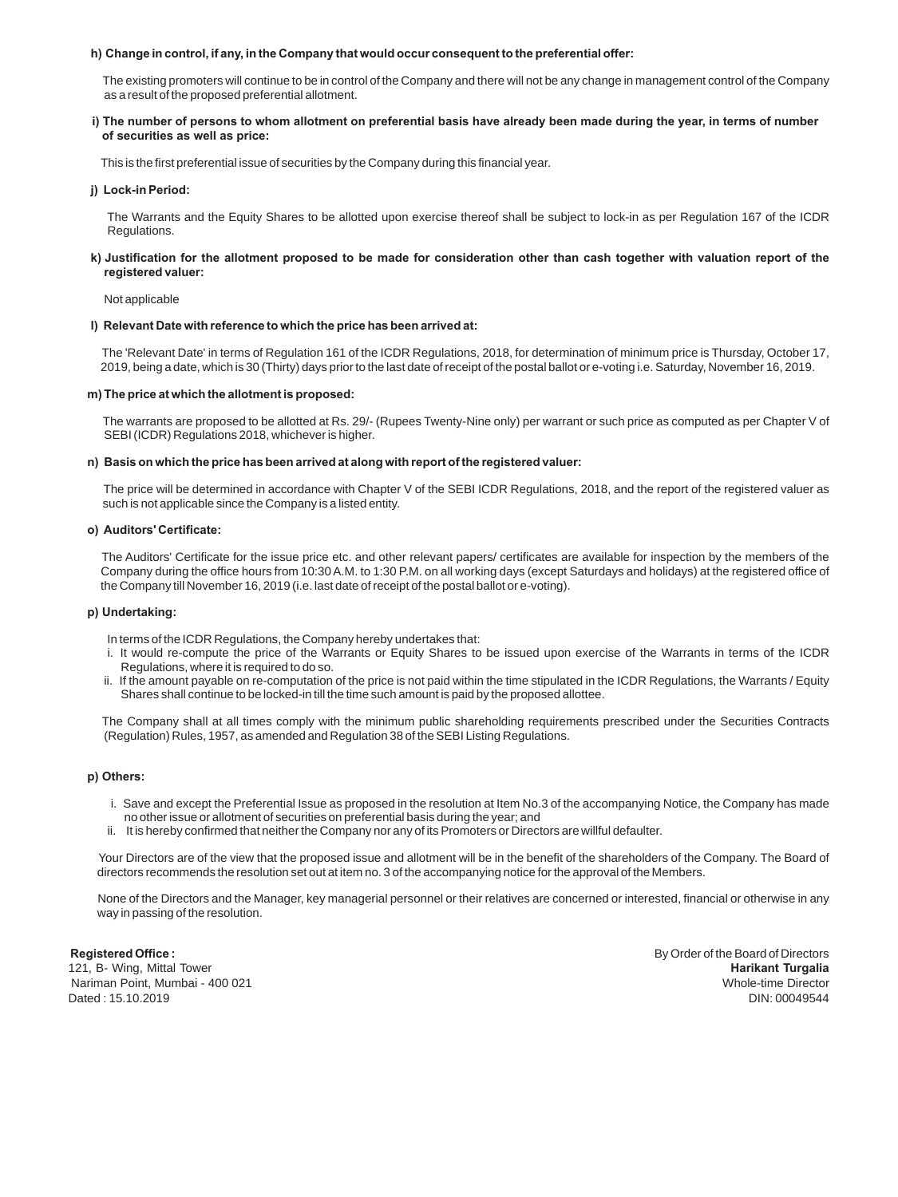**h) Change in control, if any, in the Company that would occur consequent to the preferential offer:**

The existing promoters will continue to be in control of the Company and there will not be any change in management control of the Company as a result of the proposed preferential allotment.

**i) The number of persons to whom allotment on preferential basis have already been made during the year, in terms of number of securities as well as price:**

This is the first preferential issue of securities by the Company during this financial year.

**j) Lock-in Period:**

The Warrants and the Equity Shares to be allotted upon exercise thereof shall be subject to lock-in as per Regulation 167 of the ICDR Regulations.

**k) Justification for the allotment proposed to be made for consideration other than cash together with valuation report of the registered valuer:**

Not applicable

**l) Relevant Date with reference to which the price has been arrived at:**

The 'Relevant Date' in terms of Regulation 161 of the ICDR Regulations, 2018, for determination of minimum price is Thursday, October 17, 2019, being a date, which is 30 (Thirty) days prior to the last date of receipt of the postal ballot or e-voting i.e. Saturday, November 16, 2019.

**m) The price at which the allotment is proposed:**

The warrants are proposed to be allotted at Rs. 29/- (Rupees Twenty-Nine only) per warrant or such price as computed as per Chapter V of SEBI (ICDR) Regulations 2018, whichever is higher.

**n) Basis on which the price has been arrived at along with report of the registered valuer:**

The price will be determined in accordance with Chapter V of the SEBI ICDR Regulations, 2018, and the report of the registered valuer as such is not applicable since the Company is a listed entity.

**o) Auditors' Certificate:**

The Auditors' Certificate for the issue price etc. and other relevant papers/ certificates are available for inspection by the members of the Company during the office hours from 10:30 A.M. to 1:30 P.M. on all working days (except Saturdays and holidays) at the registered office of the Company till November 16, 2019 (i.e. last date of receipt of the postal ballot or e-voting).

**p) Undertaking:**

In terms of the ICDR Regulations, the Company hereby undertakes that:

i. It would re-compute the price of the Warrants or Equity Shares to be issued upon exercise of the Warrants in terms of the ICDR Regulations, where it is required to do so.
ii. If the amount payable on re-computation of the price is not paid within the time stipulated in the ICDR Regulations, the Warrants / Equity Shares shall continue to be locked-in till the time such amount is paid by the proposed allottee.

The Company shall at all times comply with the minimum public shareholding requirements prescribed under the Securities Contracts (Regulation) Rules, 1957, as amended and Regulation 38 of the SEBI Listing Regulations.

**p) Others:**

i. Save and except the Preferential Issue as proposed in the resolution at Item No.3 of the accompanying Notice, the Company has made no other issue or allotment of securities on preferential basis during the year; and
ii. It is hereby confirmed that neither the Company nor any of its Promoters or Directors are willful defaulter.

Your Directors are of the view that the proposed issue and allotment will be in the benefit of the shareholders of the Company. The Board of directors recommends the resolution set out at item no. 3 of the accompanying notice for the approval of the Members.

None of the Directors and the Manager, key managerial personnel or their relatives are concerned or interested, financial or otherwise in any way in passing of the resolution.

**Registered Office :**
121, B- Wing, Mittal Tower
Nariman Point, Mumbai - 400 021
Dated : 15.10.2019

By Order of the Board of Directors
**Harikant Turgalia**
Whole-time Director
DIN: 00049544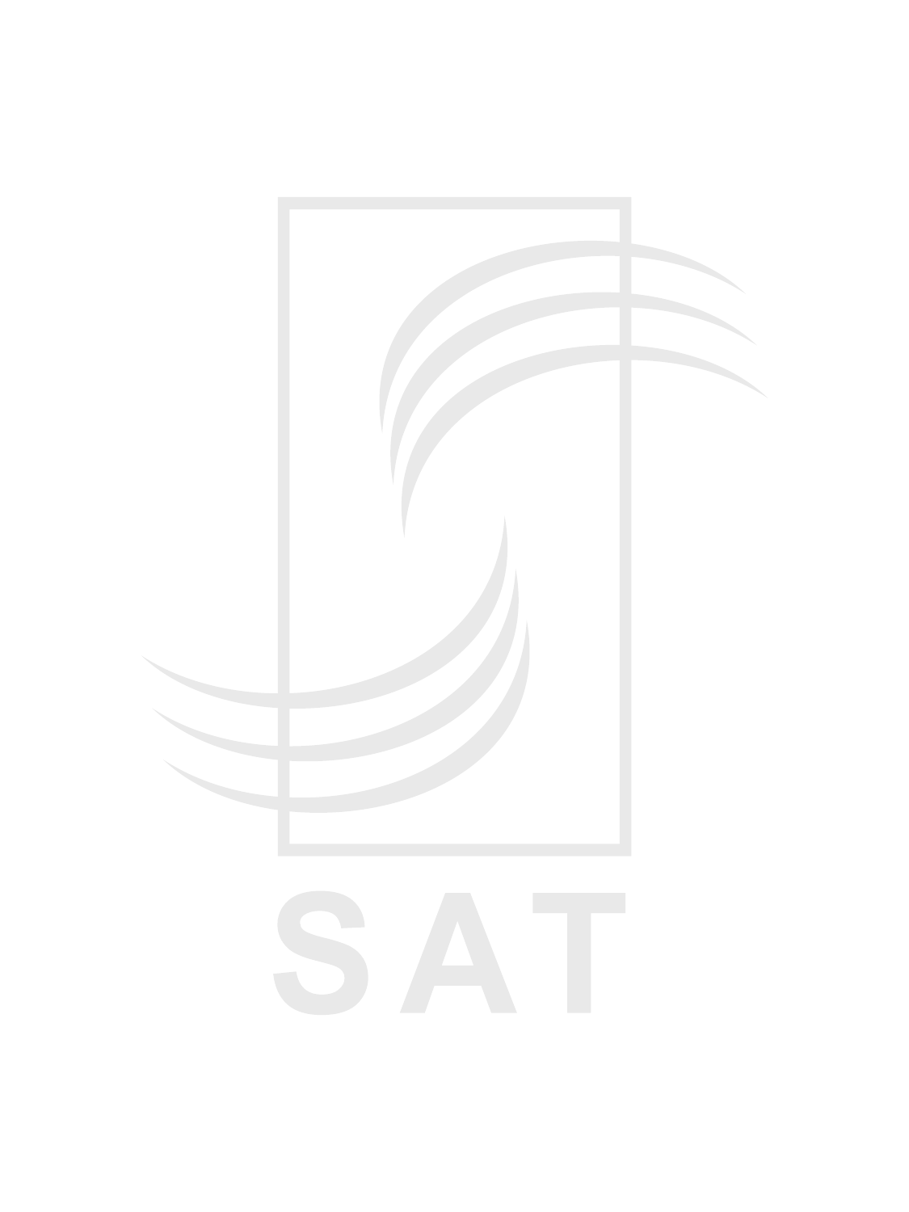SAT